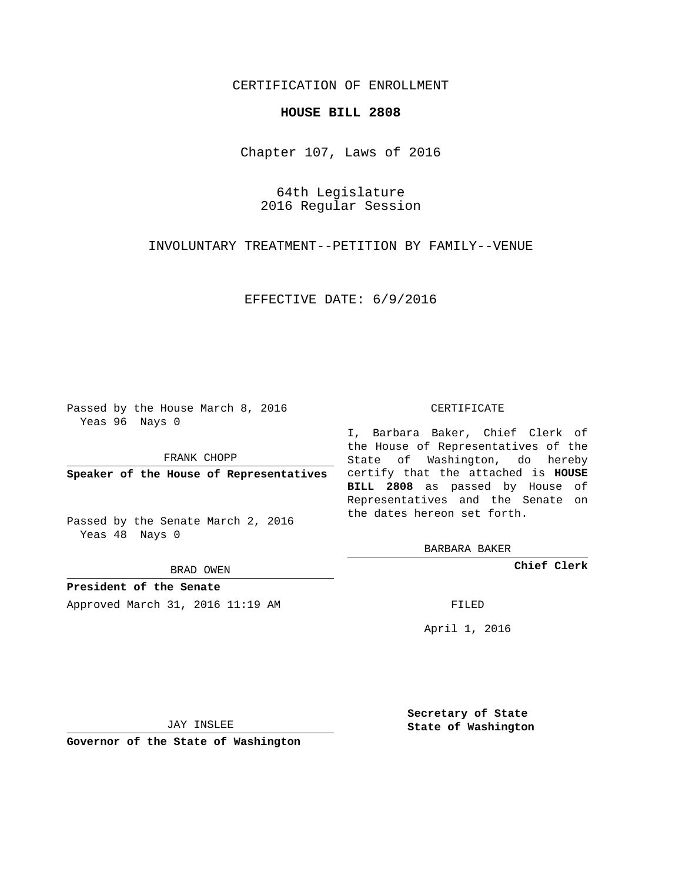CERTIFICATION OF ENROLLMENT

**HOUSE BILL 2808**

Chapter 107, Laws of 2016

64th Legislature
2016 Regular Session

INVOLUNTARY TREATMENT--PETITION BY FAMILY--VENUE

EFFECTIVE DATE: 6/9/2016

Passed by the House March 8, 2016
Yeas 96 Nays 0

FRANK CHOPP

**Speaker of the House of Representatives**

Passed by the Senate March 2, 2016
Yeas 48 Nays 0

BRAD OWEN

**President of the Senate**

Approved March 31, 2016 11:19 AM

JAY INSLEE

**Governor of the State of Washington**

CERTIFICATE

I, Barbara Baker, Chief Clerk of the House of Representatives of the State of Washington, do hereby certify that the attached is **HOUSE BILL 2808** as passed by House of Representatives and the Senate on the dates hereon set forth.

BARBARA BAKER

**Chief Clerk**

FILED

April 1, 2016

**Secretary of State**
**State of Washington**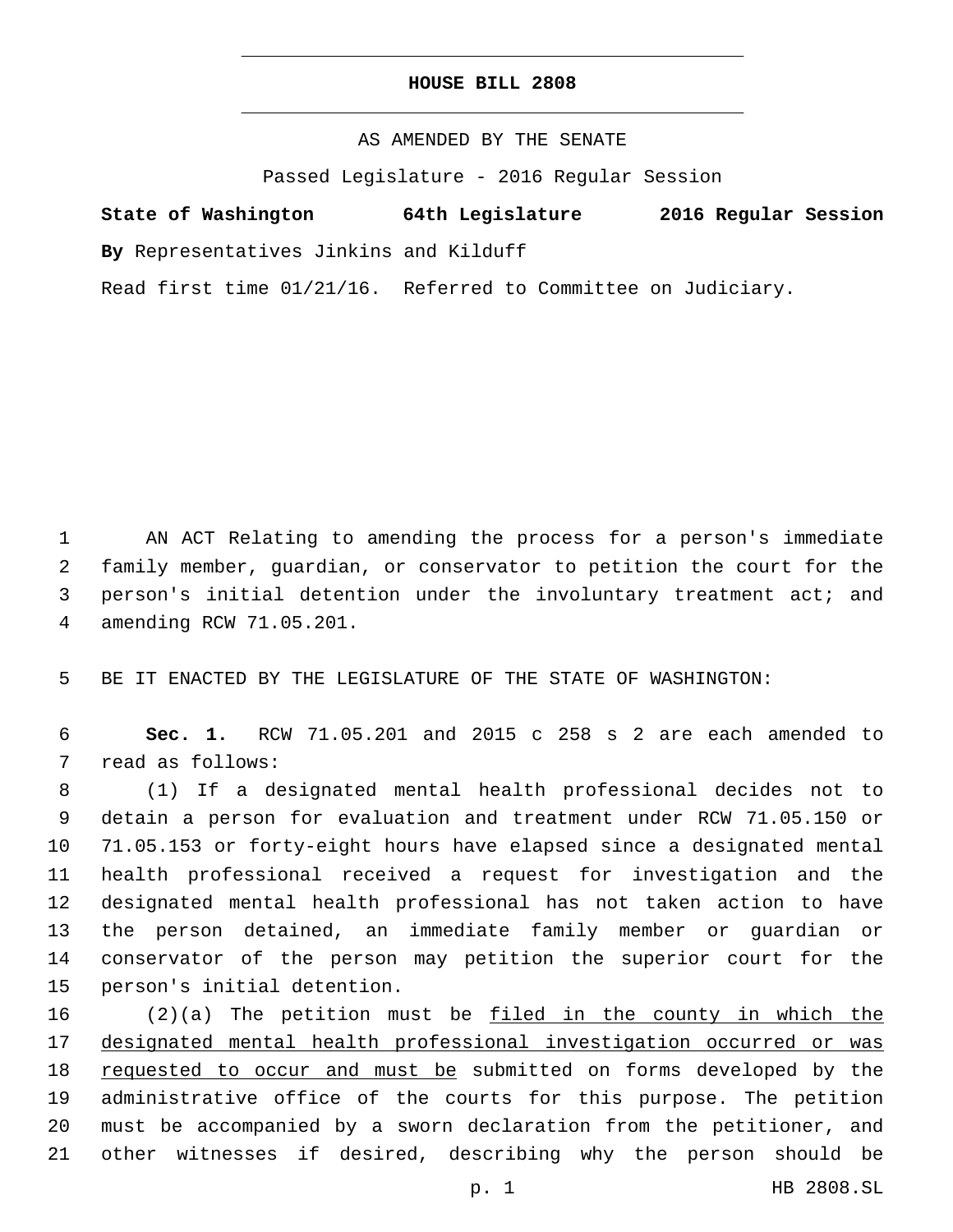# HOUSE BILL 2808

AS AMENDED BY THE SENATE

Passed Legislature - 2016 Regular Session

**State of Washington 64th Legislature 2016 Regular Session**

**By** Representatives Jinkins and Kilduff

Read first time 01/21/16. Referred to Committee on Judiciary.

AN ACT Relating to amending the process for a person's immediate family member, guardian, or conservator to petition the court for the person's initial detention under the involuntary treatment act; and amending RCW 71.05.201.

BE IT ENACTED BY THE LEGISLATURE OF THE STATE OF WASHINGTON:

**Sec. 1.** RCW 71.05.201 and 2015 c 258 s 2 are each amended to read as follows:

(1) If a designated mental health professional decides not to detain a person for evaluation and treatment under RCW 71.05.150 or 71.05.153 or forty-eight hours have elapsed since a designated mental health professional received a request for investigation and the designated mental health professional has not taken action to have the person detained, an immediate family member or guardian or conservator of the person may petition the superior court for the person's initial detention.

(2)(a) The petition must be filed in the county in which the designated mental health professional investigation occurred or was requested to occur and must be submitted on forms developed by the administrative office of the courts for this purpose. The petition must be accompanied by a sworn declaration from the petitioner, and other witnesses if desired, describing why the person should be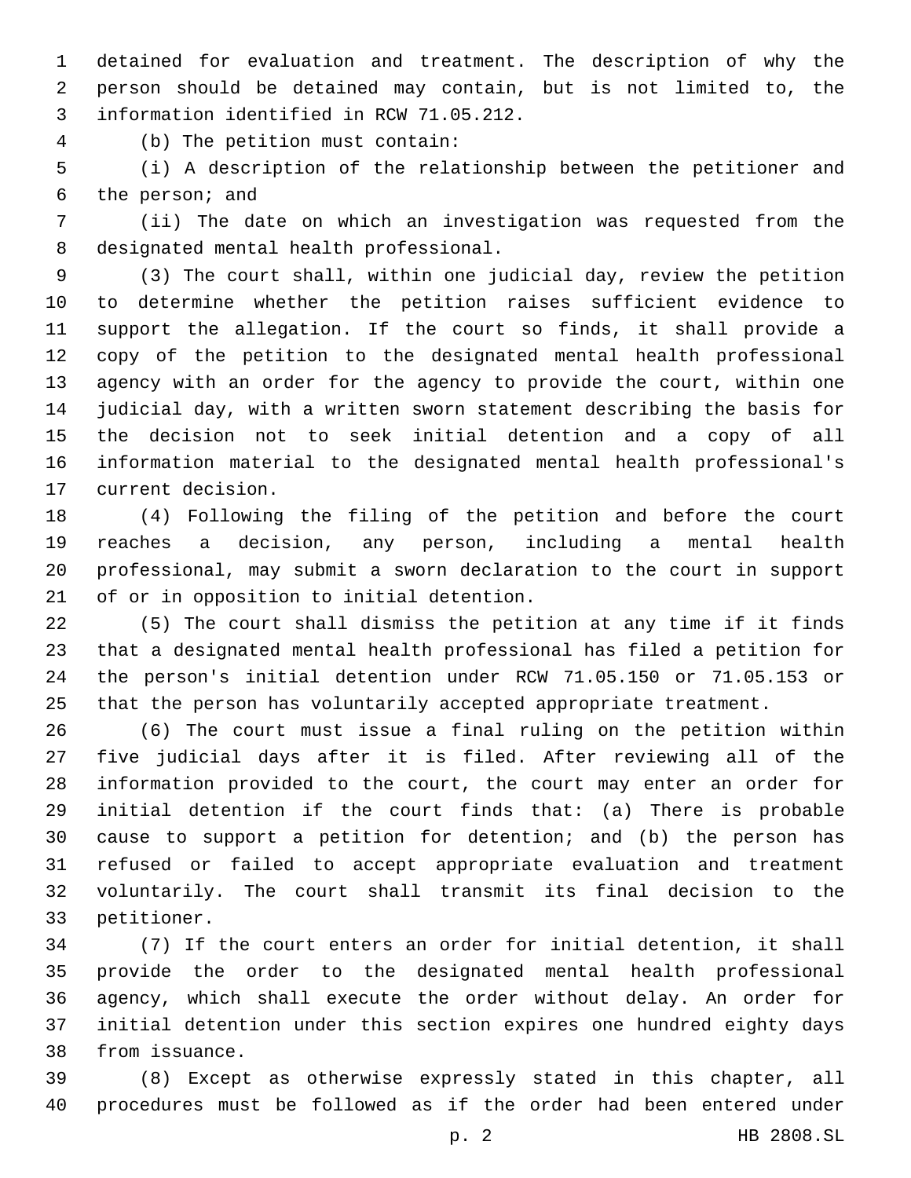detained for evaluation and treatment. The description of why the person should be detained may contain, but is not limited to, the information identified in RCW 71.05.212.

(b) The petition must contain:

(i) A description of the relationship between the petitioner and the person; and

(ii) The date on which an investigation was requested from the designated mental health professional.

(3) The court shall, within one judicial day, review the petition to determine whether the petition raises sufficient evidence to support the allegation. If the court so finds, it shall provide a copy of the petition to the designated mental health professional agency with an order for the agency to provide the court, within one judicial day, with a written sworn statement describing the basis for the decision not to seek initial detention and a copy of all information material to the designated mental health professional's current decision.

(4) Following the filing of the petition and before the court reaches a decision, any person, including a mental health professional, may submit a sworn declaration to the court in support of or in opposition to initial detention.

(5) The court shall dismiss the petition at any time if it finds that a designated mental health professional has filed a petition for the person's initial detention under RCW 71.05.150 or 71.05.153 or that the person has voluntarily accepted appropriate treatment.

(6) The court must issue a final ruling on the petition within five judicial days after it is filed. After reviewing all of the information provided to the court, the court may enter an order for initial detention if the court finds that: (a) There is probable cause to support a petition for detention; and (b) the person has refused or failed to accept appropriate evaluation and treatment voluntarily. The court shall transmit its final decision to the petitioner.

(7) If the court enters an order for initial detention, it shall provide the order to the designated mental health professional agency, which shall execute the order without delay. An order for initial detention under this section expires one hundred eighty days from issuance.

(8) Except as otherwise expressly stated in this chapter, all procedures must be followed as if the order had been entered under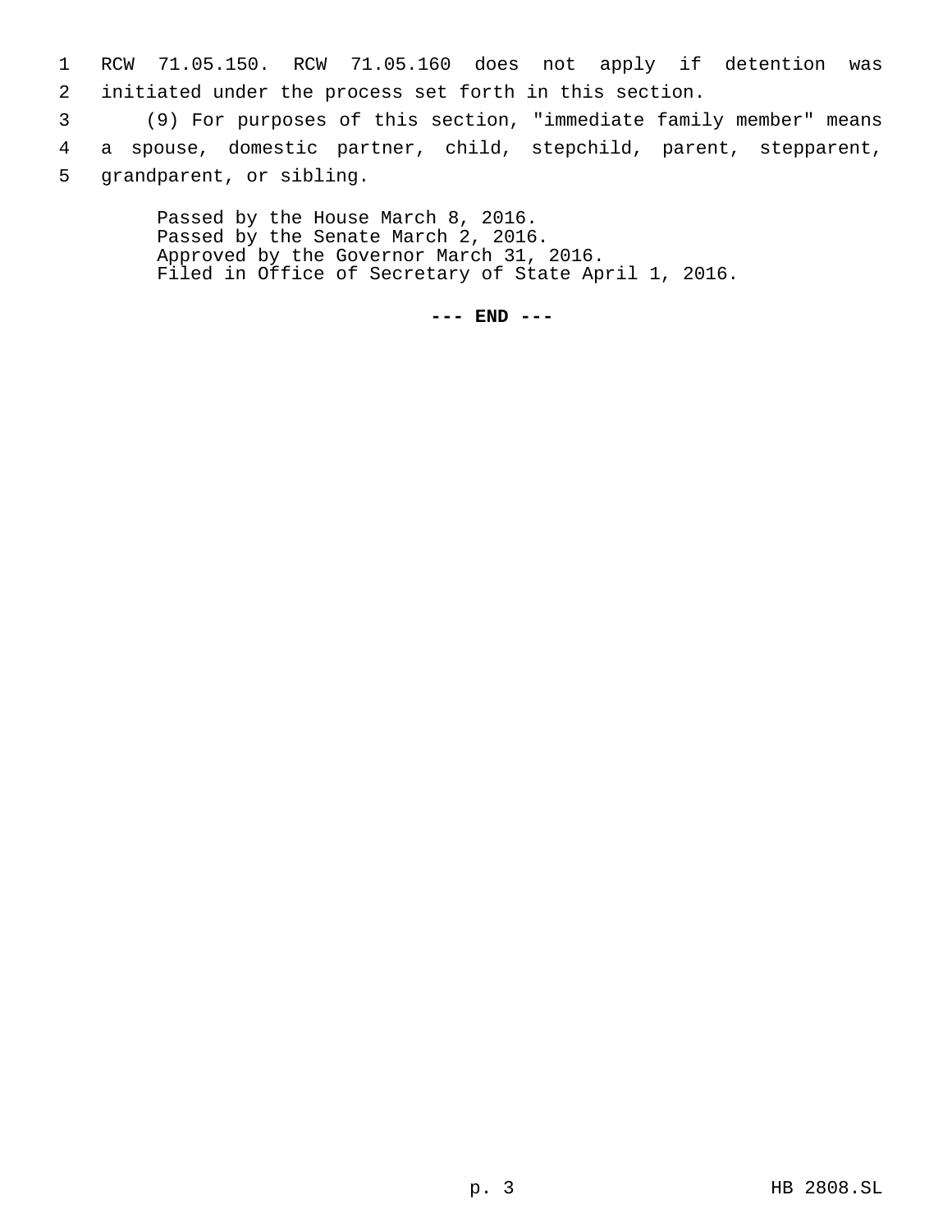RCW 71.05.150. RCW 71.05.160 does not apply if detention was initiated under the process set forth in this section.

(9) For purposes of this section, "immediate family member" means a spouse, domestic partner, child, stepchild, parent, stepparent, grandparent, or sibling.

Passed by the House March 8, 2016.
Passed by the Senate March 2, 2016.
Approved by the Governor March 31, 2016.
Filed in Office of Secretary of State April 1, 2016.

**--- END ---**